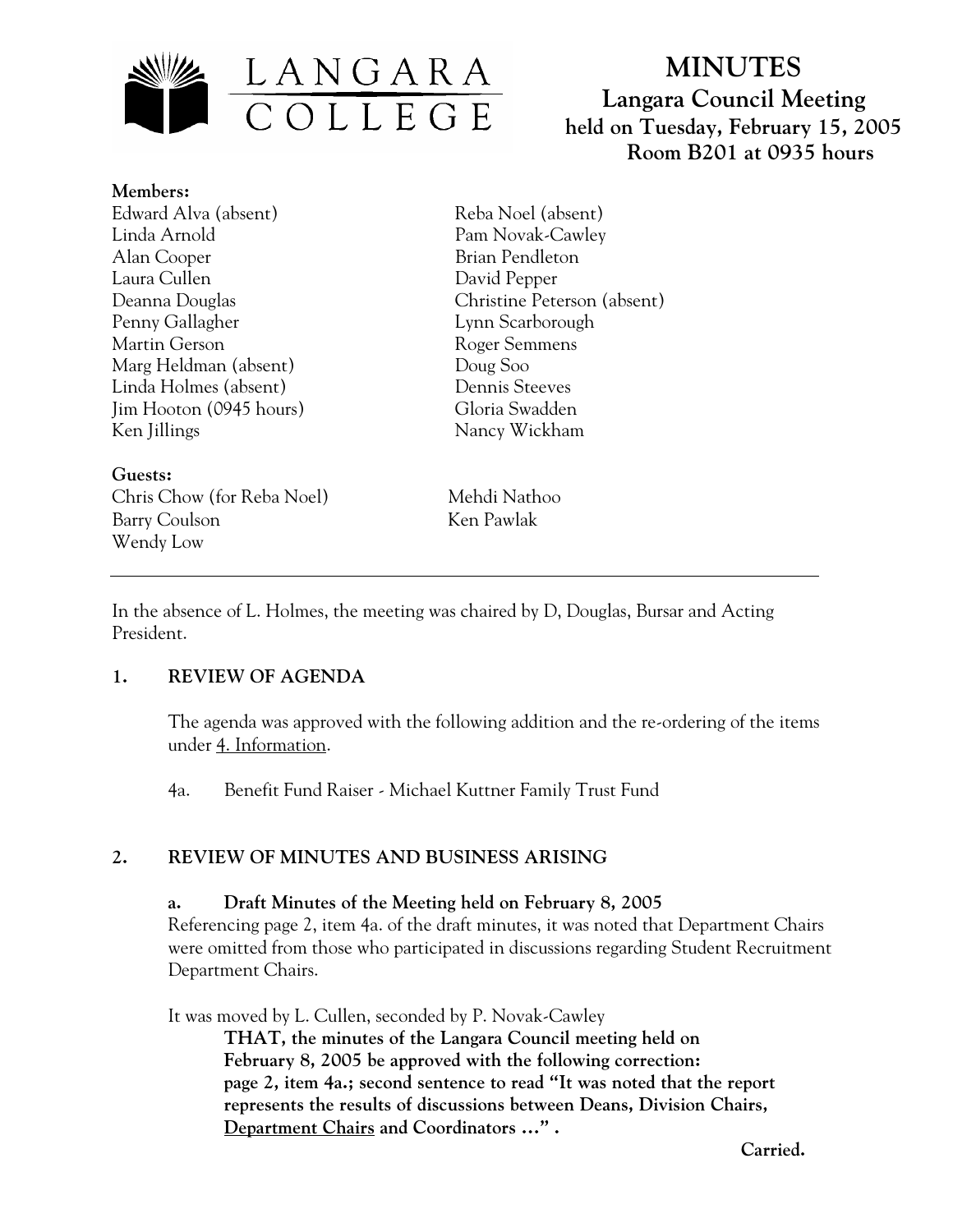LANGARA COLLEGE

# MINUTES

**Langara Council Meeting**
**held on Tuesday, February 15, 2005**
**Room B201 at 0935 hours**

**Members:**
Edward Alva (absent)
Linda Arnold
Alan Cooper
Laura Cullen
Deanna Douglas
Penny Gallagher
Martin Gerson
Marg Heldman (absent)
Linda Holmes (absent)
Jim Hooton (0945 hours)
Ken Jillings
Reba Noel (absent)
Pam Novak-Cawley
Brian Pendleton
David Pepper
Christine Peterson (absent)
Lynn Scarborough
Roger Semmens
Doug Soo
Dennis Steeves
Gloria Swadden
Nancy Wickham

**Guests:**
Chris Chow (for Reba Noel)
Barry Coulson
Wendy Low
Mehdi Nathoo
Ken Pawlak

---

In the absence of L. Holmes, the meeting was chaired by D, Douglas, Bursar and Acting President.

## 1. REVIEW OF AGENDA

The agenda was approved with the following addition and the re-ordering of the items under 4. Information.

4a. Benefit Fund Raiser - Michael Kuttner Family Trust Fund

## 2. REVIEW OF MINUTES AND BUSINESS ARISING

**a. Draft Minutes of the Meeting held on February 8, 2005**

Referencing page 2, item 4a. of the draft minutes, it was noted that Department Chairs were omitted from those who participated in discussions regarding Student Recruitment Department Chairs.

It was moved by L. Cullen, seconded by P. Novak-Cawley

**THAT, the minutes of the Langara Council meeting held on February 8, 2005 be approved with the following correction: page 2, item 4a.; second sentence to read "It was noted that the report represents the results of discussions between Deans, Division Chairs, Department Chairs and Coordinators …" .**

**Carried.**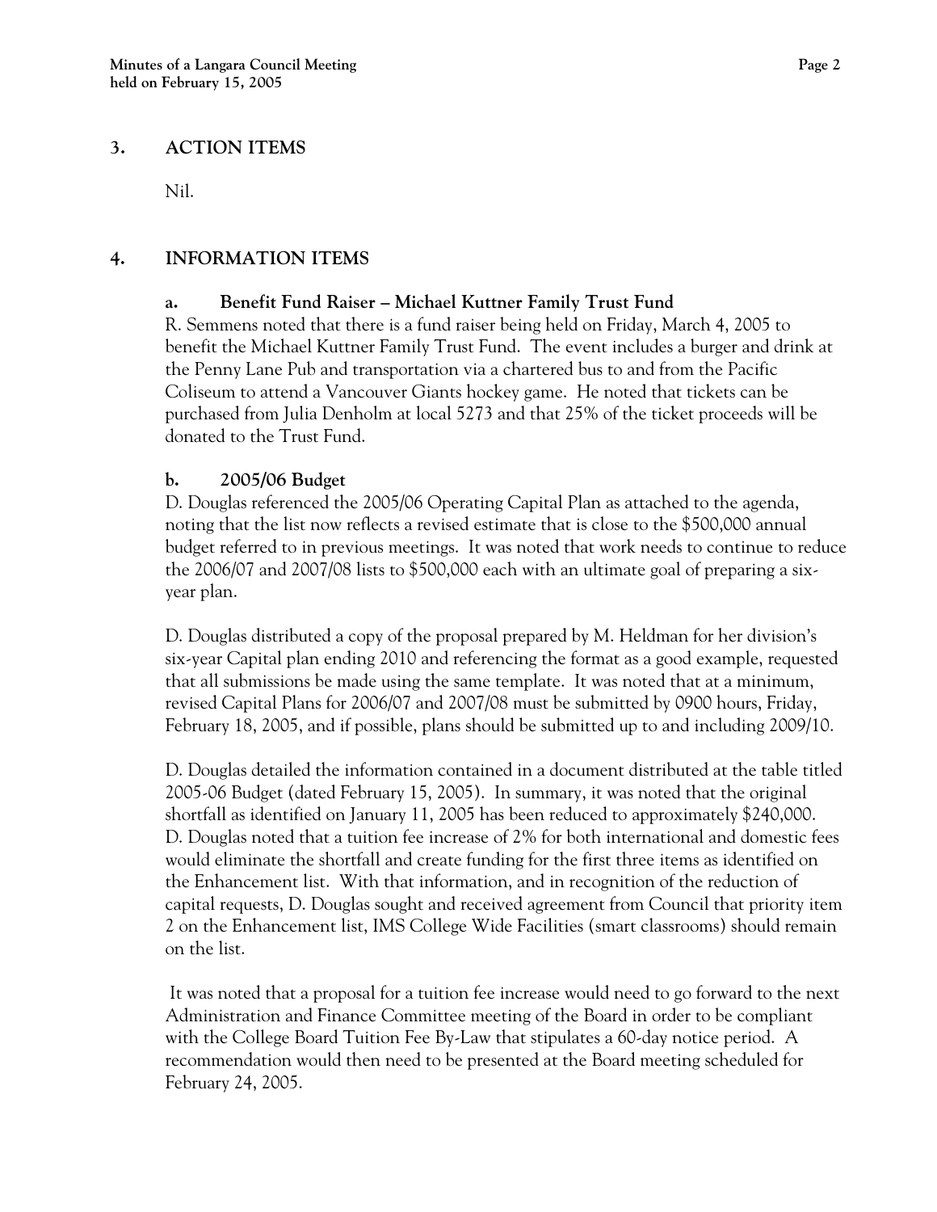## 3. ACTION ITEMS

Nil.

## 4. INFORMATION ITEMS

### a. Benefit Fund Raiser – Michael Kuttner Family Trust Fund

R. Semmens noted that there is a fund raiser being held on Friday, March 4, 2005 to benefit the Michael Kuttner Family Trust Fund. The event includes a burger and drink at the Penny Lane Pub and transportation via a chartered bus to and from the Pacific Coliseum to attend a Vancouver Giants hockey game. He noted that tickets can be purchased from Julia Denholm at local 5273 and that 25% of the ticket proceeds will be donated to the Trust Fund.

### b. 2005/06 Budget

D. Douglas referenced the 2005/06 Operating Capital Plan as attached to the agenda, noting that the list now reflects a revised estimate that is close to the $500,000 annual budget referred to in previous meetings. It was noted that work needs to continue to reduce the 2006/07 and 2007/08 lists to $500,000 each with an ultimate goal of preparing a six-year plan.

D. Douglas distributed a copy of the proposal prepared by M. Heldman for her division's six-year Capital plan ending 2010 and referencing the format as a good example, requested that all submissions be made using the same template. It was noted that at a minimum, revised Capital Plans for 2006/07 and 2007/08 must be submitted by 0900 hours, Friday, February 18, 2005, and if possible, plans should be submitted up to and including 2009/10.

D. Douglas detailed the information contained in a document distributed at the table titled 2005-06 Budget (dated February 15, 2005). In summary, it was noted that the original shortfall as identified on January 11, 2005 has been reduced to approximately $240,000. D. Douglas noted that a tuition fee increase of 2% for both international and domestic fees would eliminate the shortfall and create funding for the first three items as identified on the Enhancement list. With that information, and in recognition of the reduction of capital requests, D. Douglas sought and received agreement from Council that priority item 2 on the Enhancement list, IMS College Wide Facilities (smart classrooms) should remain on the list.

It was noted that a proposal for a tuition fee increase would need to go forward to the next Administration and Finance Committee meeting of the Board in order to be compliant with the College Board Tuition Fee By-Law that stipulates a 60-day notice period. A recommendation would then need to be presented at the Board meeting scheduled for February 24, 2005.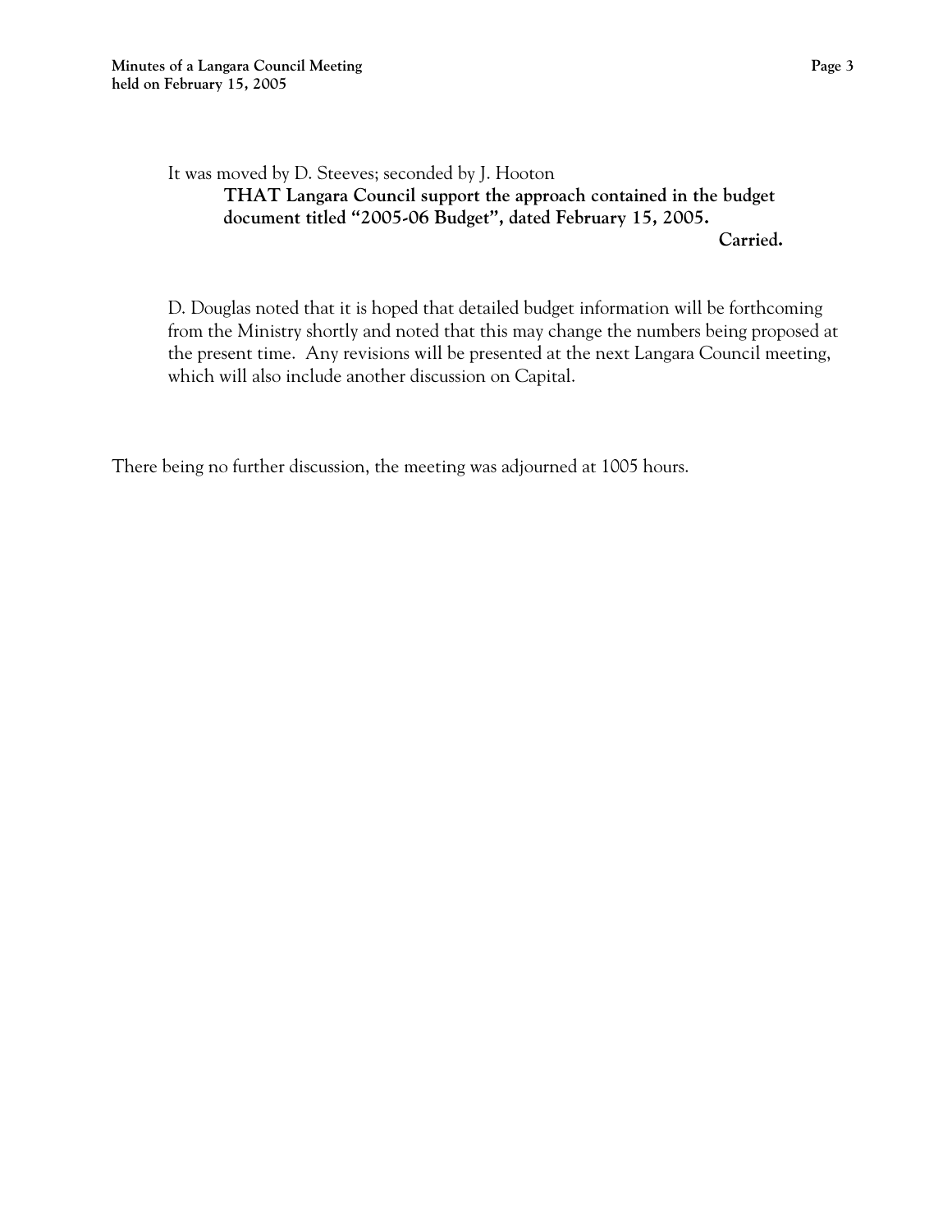It was moved by D. Steeves; seconded by J. Hooton

**THAT Langara Council support the approach contained in the budget document titled "2005-06 Budget", dated February 15, 2005.**

**Carried.**

D. Douglas noted that it is hoped that detailed budget information will be forthcoming from the Ministry shortly and noted that this may change the numbers being proposed at the present time. Any revisions will be presented at the next Langara Council meeting, which will also include another discussion on Capital.

There being no further discussion, the meeting was adjourned at 1005 hours.